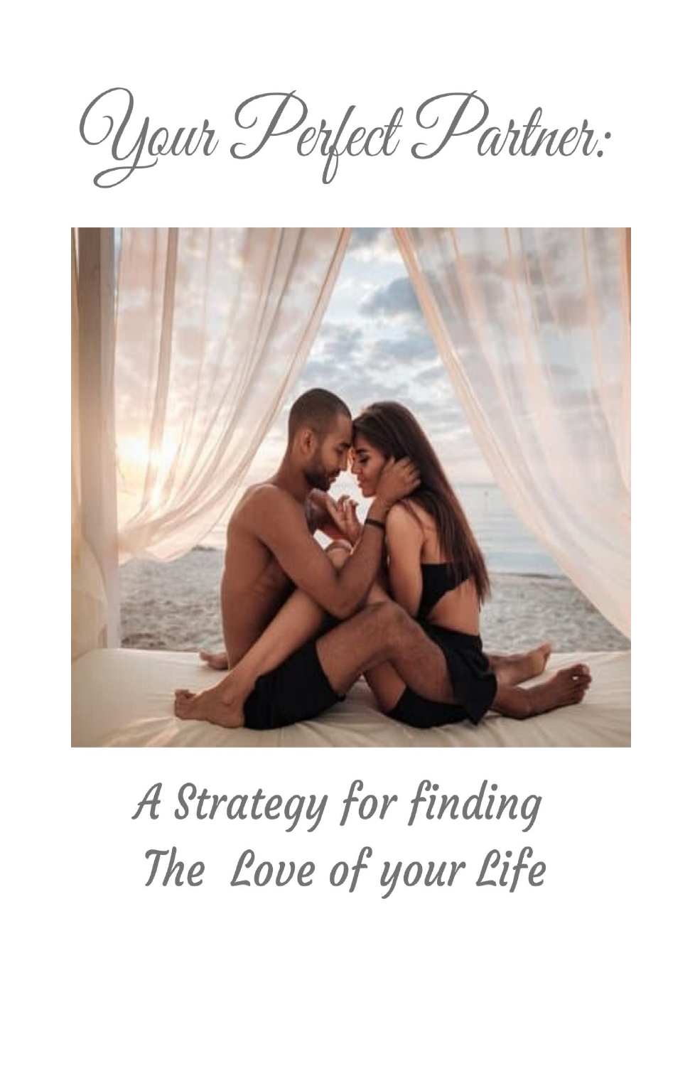# Your Perfect Partner:

## A Strategy for finding The Love of your Life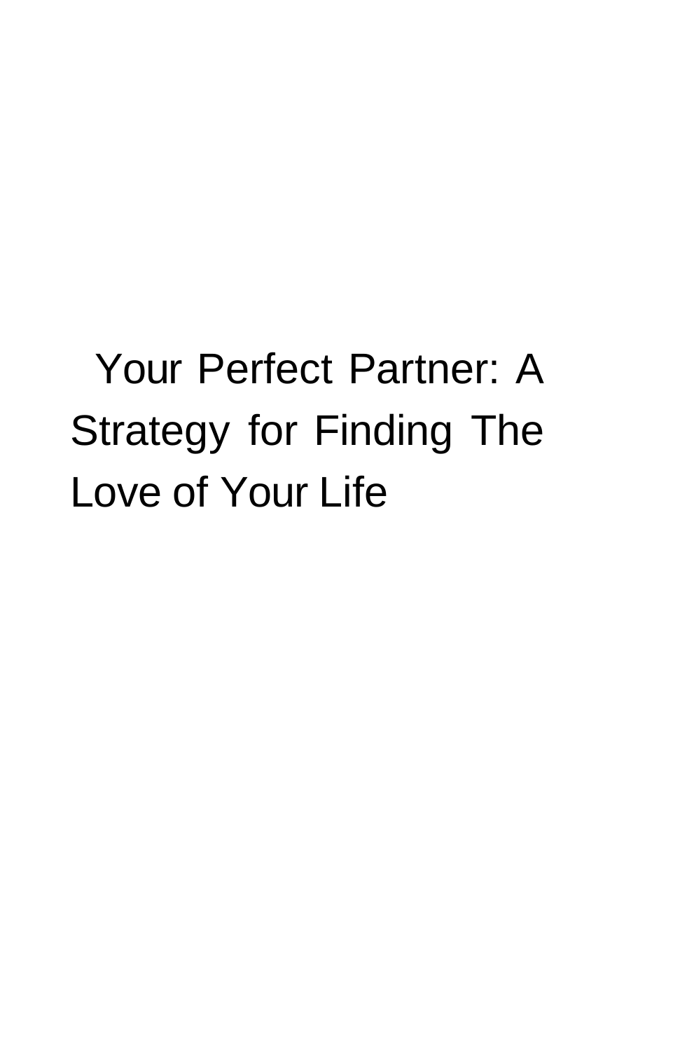# Your Perfect Partner: A Strategy for Finding The Love of Your Life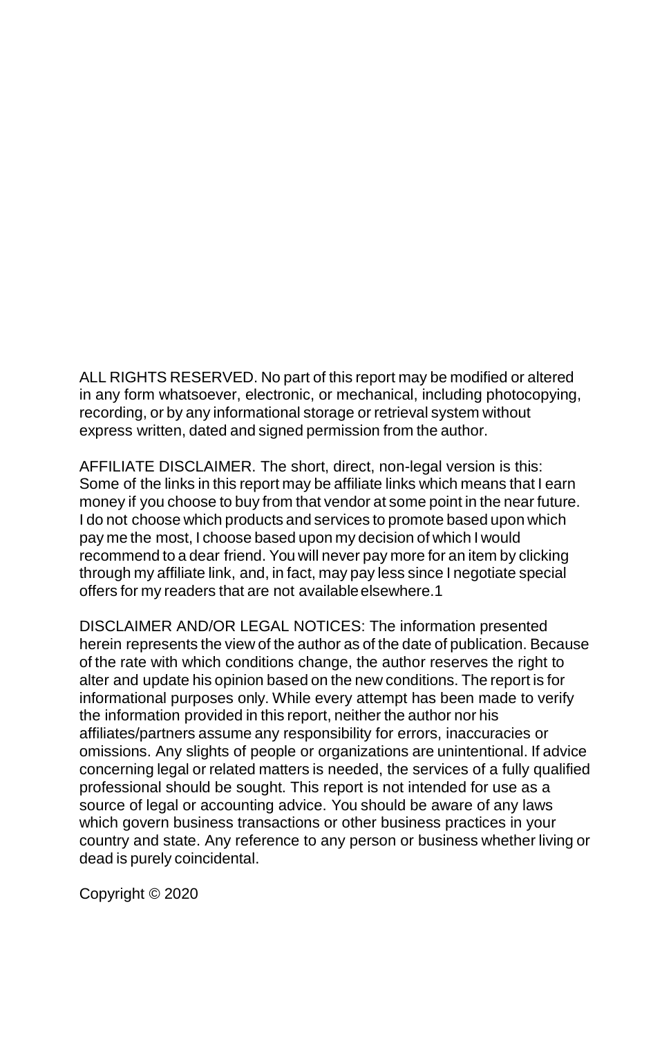ALL RIGHTS RESERVED. No part of this report may be modified or altered in any form whatsoever, electronic, or mechanical, including photocopying, recording, or by any informational storage or retrieval system without express written, dated and signed permission from the author.

AFFILIATE DISCLAIMER. The short, direct, non-legal version is this: Some of the links in this report may be affiliate links which means that I earn money if you choose to buy from that vendor at some point in the near future. I do not choose which products and services to promote based upon which pay me the most, I choose based upon my decision of which I would recommend to a dear friend. You will never pay more for an item by clicking through my affiliate link, and, in fact, may pay less since I negotiate special offers for my readers that are not available elsewhere.1

DISCLAIMER AND/OR LEGAL NOTICES: The information presented herein represents the view of the author as of the date of publication. Because of the rate with which conditions change, the author reserves the right to alter and update his opinion based on the new conditions. The report is for informational purposes only. While every attempt has been made to verify the information provided in this report, neither the author nor his affiliates/partners assume any responsibility for errors, inaccuracies or omissions. Any slights of people or organizations are unintentional. If advice concerning legal or related matters is needed, the services of a fully qualified professional should be sought. This report is not intended for use as a source of legal or accounting advice. You should be aware of any laws which govern business transactions or other business practices in your country and state. Any reference to any person or business whether living or dead is purely coincidental.

Copyright © 2020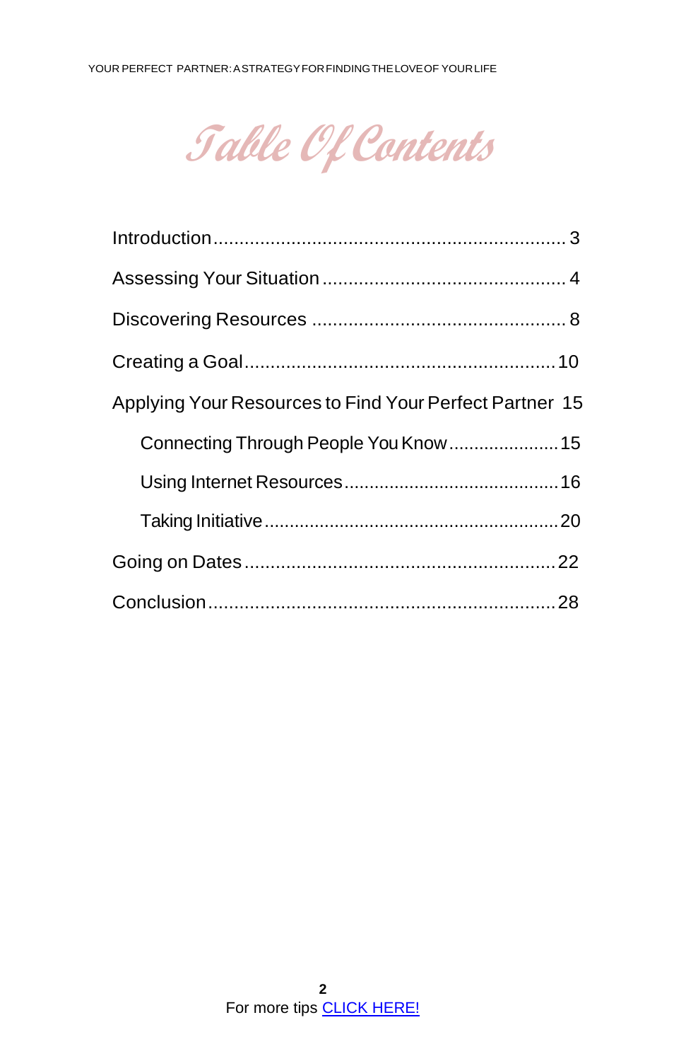# Table Of Contents

Introduction .................................................................. 3

Assessing Your Situation .............................................. 4

Discovering Resources ................................................ 8

Creating a Goal .......................................................... 10

Applying Your Resources to Find Your Perfect Partner 15

- Connecting Through People You Know ..................... 15
- Using Internet Resources .......................................... 16
- Taking Initiative ......................................................... 20

Going on Dates ........................................................... 22

Conclusion .................................................................. 28

For more tips CLICK HERE!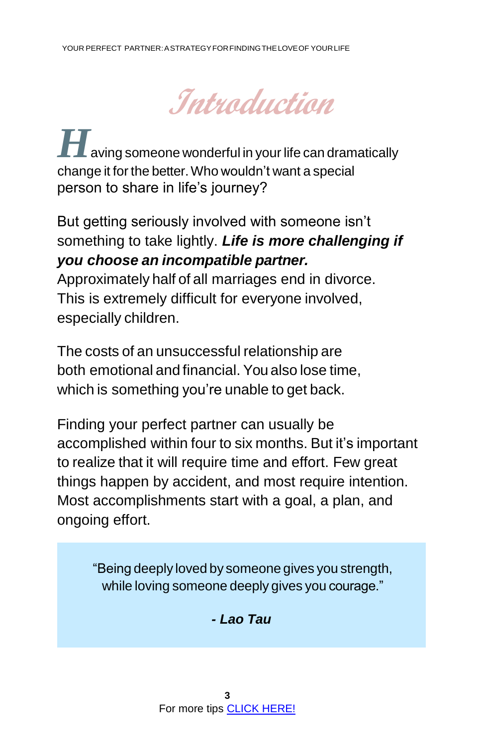# Introduction

Having someone wonderful in your life can dramatically change it for the better. Who wouldn't want a special person to share in life's journey?

But getting seriously involved with someone isn't something to take lightly. ***Life is more challenging if you choose an incompatible partner.*** Approximately half of all marriages end in divorce. This is extremely difficult for everyone involved, especially children.

The costs of an unsuccessful relationship are both emotional and financial. You also lose time, which is something you're unable to get back.

Finding your perfect partner can usually be accomplished within four to six months. But it's important to realize that it will require time and effort. Few great things happen by accident, and most require intention. Most accomplishments start with a goal, a plan, and ongoing effort.

> "Being deeply loved by someone gives you strength, while loving someone deeply gives you courage."
>
> ***- Lao Tau***

For more tips CLICK HERE!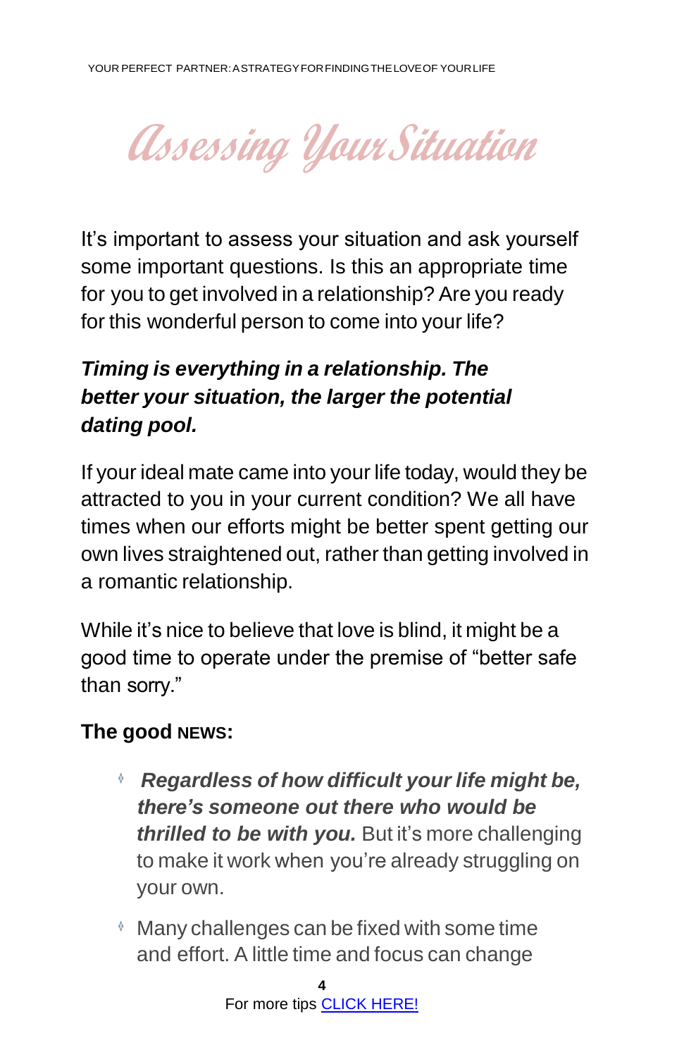# Assessing Your Situation

It's important to assess your situation and ask yourself some important questions. Is this an appropriate time for you to get involved in a relationship? Are you ready for this wonderful person to come into your life?

***Timing is everything in a relationship. The better your situation, the larger the potential dating pool.***

If your ideal mate came into your life today, would they be attracted to you in your current condition? We all have times when our efforts might be better spent getting our own lives straightened out, rather than getting involved in a romantic relationship.

While it's nice to believe that love is blind, it might be a good time to operate under the premise of "better safe than sorry."

**The good NEWS:**

- ***Regardless of how difficult your life might be, there's someone out there who would be thrilled to be with you.*** But it's more challenging to make it work when you're already struggling on your own.
- Many challenges can be fixed with some time and effort. A little time and focus can change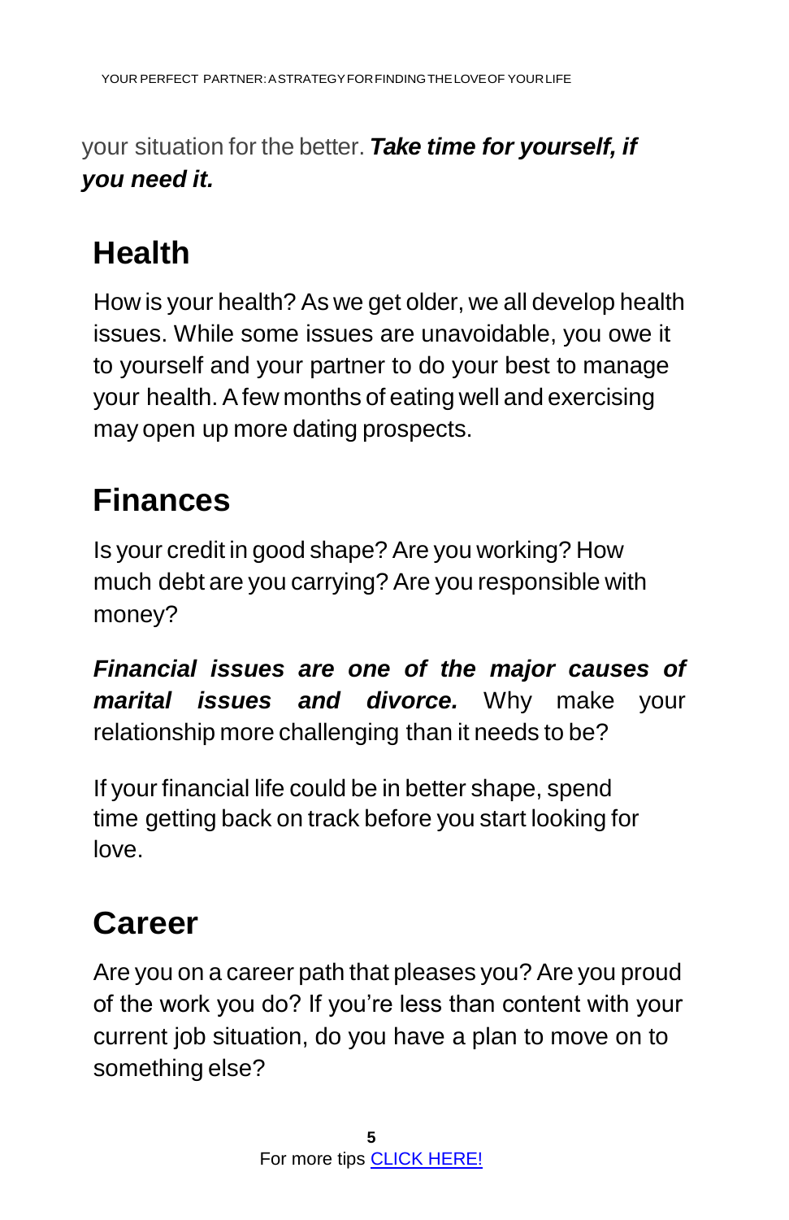your situation for the better. ***Take time for yourself, if you need it.***

## Health

How is your health? As we get older, we all develop health issues. While some issues are unavoidable, you owe it to yourself and your partner to do your best to manage your health. A few months of eating well and exercising may open up more dating prospects.

## Finances

Is your credit in good shape? Are you working? How much debt are you carrying? Are you responsible with money?

***Financial issues are one of the major causes of marital issues and divorce.*** Why make your relationship more challenging than it needs to be?

If your financial life could be in better shape, spend time getting back on track before you start looking for love.

## Career

Are you on a career path that pleases you? Are you proud of the work you do? If you're less than content with your current job situation, do you have a plan to move on to something else?

For more tips CLICK HERE!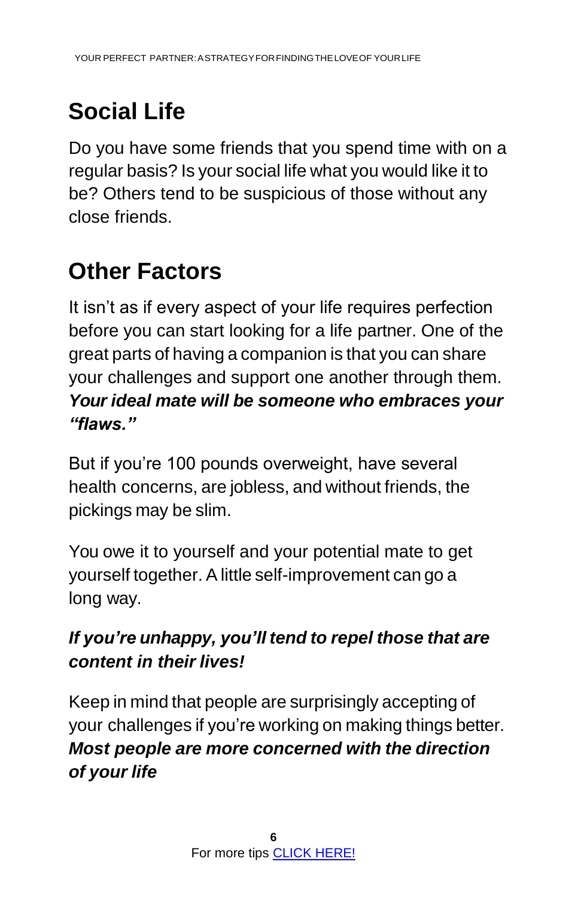## Social Life

Do you have some friends that you spend time with on a regular basis? Is your social life what you would like it to be? Others tend to be suspicious of those without any close friends.

## Other Factors

It isn't as if every aspect of your life requires perfection before you can start looking for a life partner. One of the great parts of having a companion is that you can share your challenges and support one another through them. ***Your ideal mate will be someone who embraces your "flaws."***

But if you're 100 pounds overweight, have several health concerns, are jobless, and without friends, the pickings may be slim.

You owe it to yourself and your potential mate to get yourself together. A little self-improvement can go a long way.

***If you're unhappy, you'll tend to repel those that are content in their lives!***

Keep in mind that people are surprisingly accepting of your challenges if you're working on making things better. ***Most people are more concerned with the direction of your life***

For more tips CLICK HERE!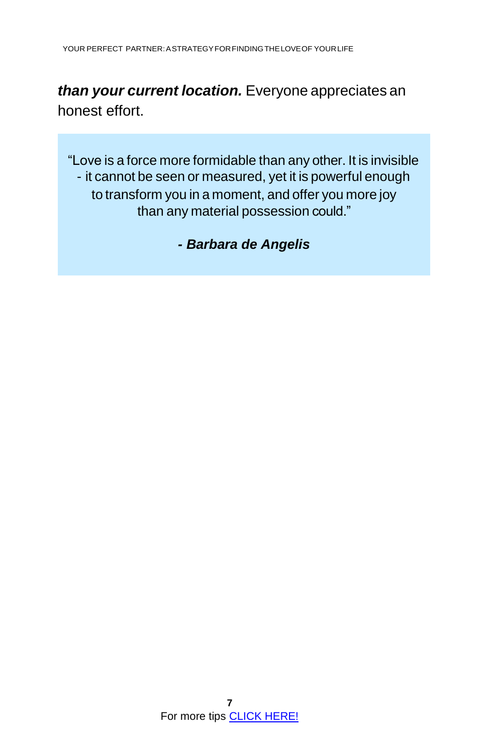***than your current location.*** Everyone appreciates an honest effort.

> "Love is a force more formidable than any other. It is invisible - it cannot be seen or measured, yet it is powerful enough to transform you in a moment, and offer you more joy than any material possession could."
>
> ***- Barbara de Angelis***

For more tips CLICK HERE!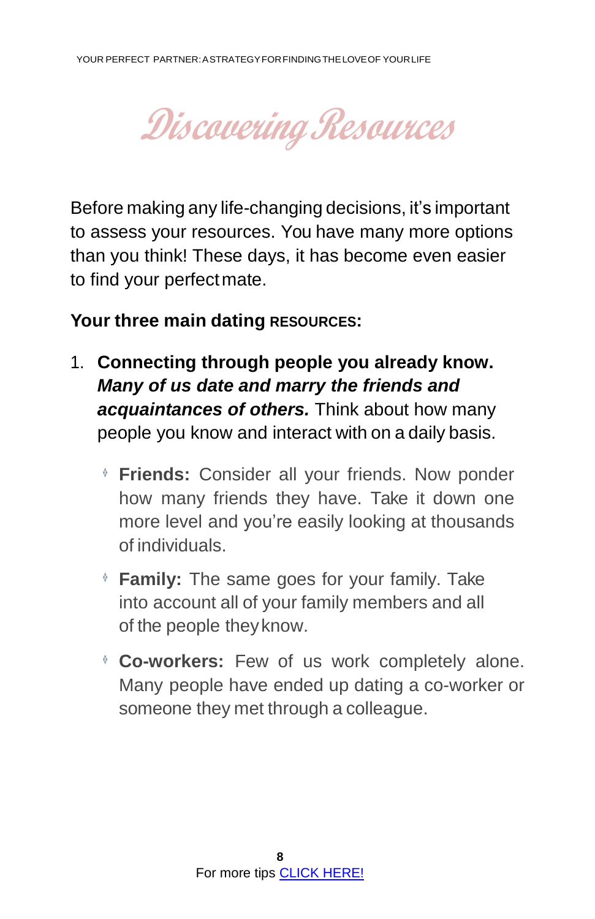# Discovering Resources

Before making any life-changing decisions, it's important to assess your resources. You have many more options than you think! These days, it has become even easier to find your perfect mate.

**Your three main dating RESOURCES:**

1. **Connecting through people you already know.** ***Many of us date and marry the friends and acquaintances of others.*** Think about how many people you know and interact with on a daily basis.

   - **Friends:** Consider all your friends. Now ponder how many friends they have. Take it down one more level and you're easily looking at thousands of individuals.
   - **Family:** The same goes for your family. Take into account all of your family members and all of the people they know.
   - **Co-workers:** Few of us work completely alone. Many people have ended up dating a co-worker or someone they met through a colleague.

For more tips CLICK HERE!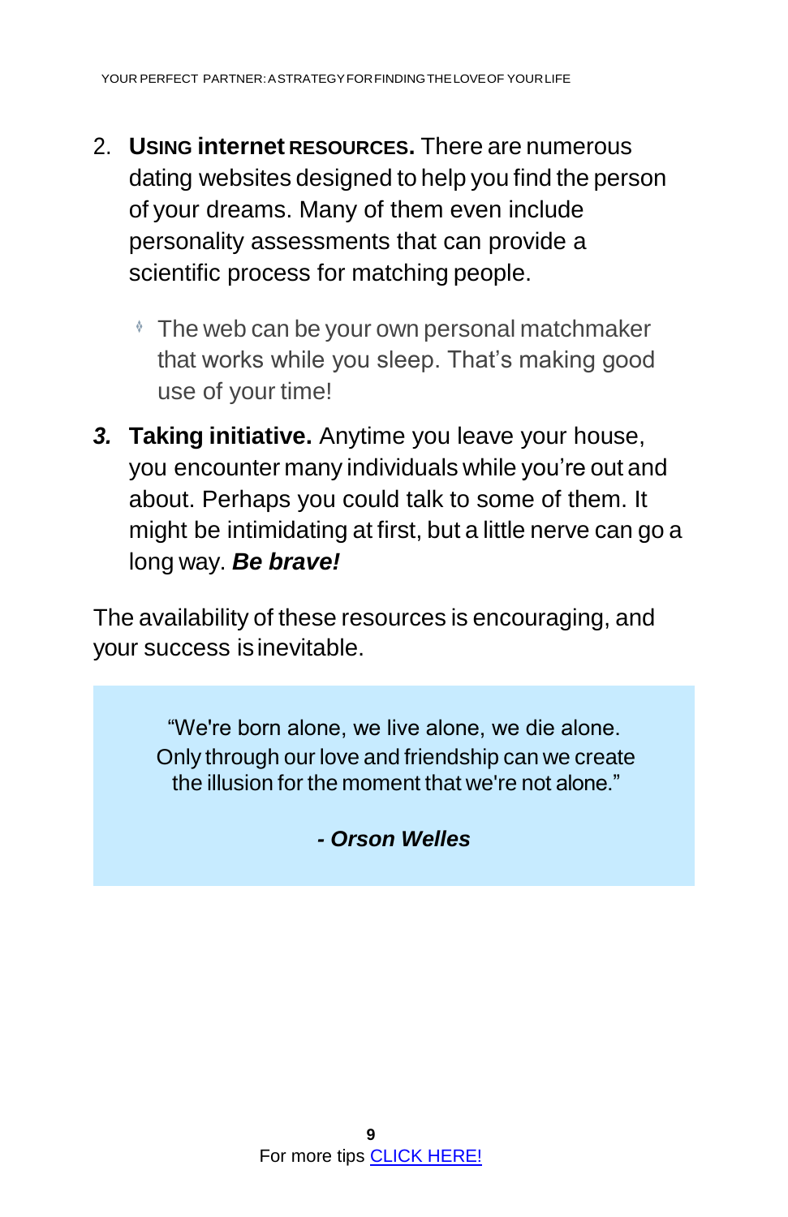2. **Using internet resources.** There are numerous dating websites designed to help you find the person of your dreams. Many of them even include personality assessments that can provide a scientific process for matching people.

    - The web can be your own personal matchmaker that works while you sleep. That's making good use of your time!

3. **Taking initiative.** Anytime you leave your house, you encounter many individuals while you're out and about. Perhaps you could talk to some of them. It might be intimidating at first, but a little nerve can go a long way. ***Be brave!***

The availability of these resources is encouraging, and your success is inevitable.

> "We're born alone, we live alone, we die alone. Only through our love and friendship can we create the illusion for the moment that we're not alone."
>
> ***- Orson Welles***

For more tips [CLICK HERE!]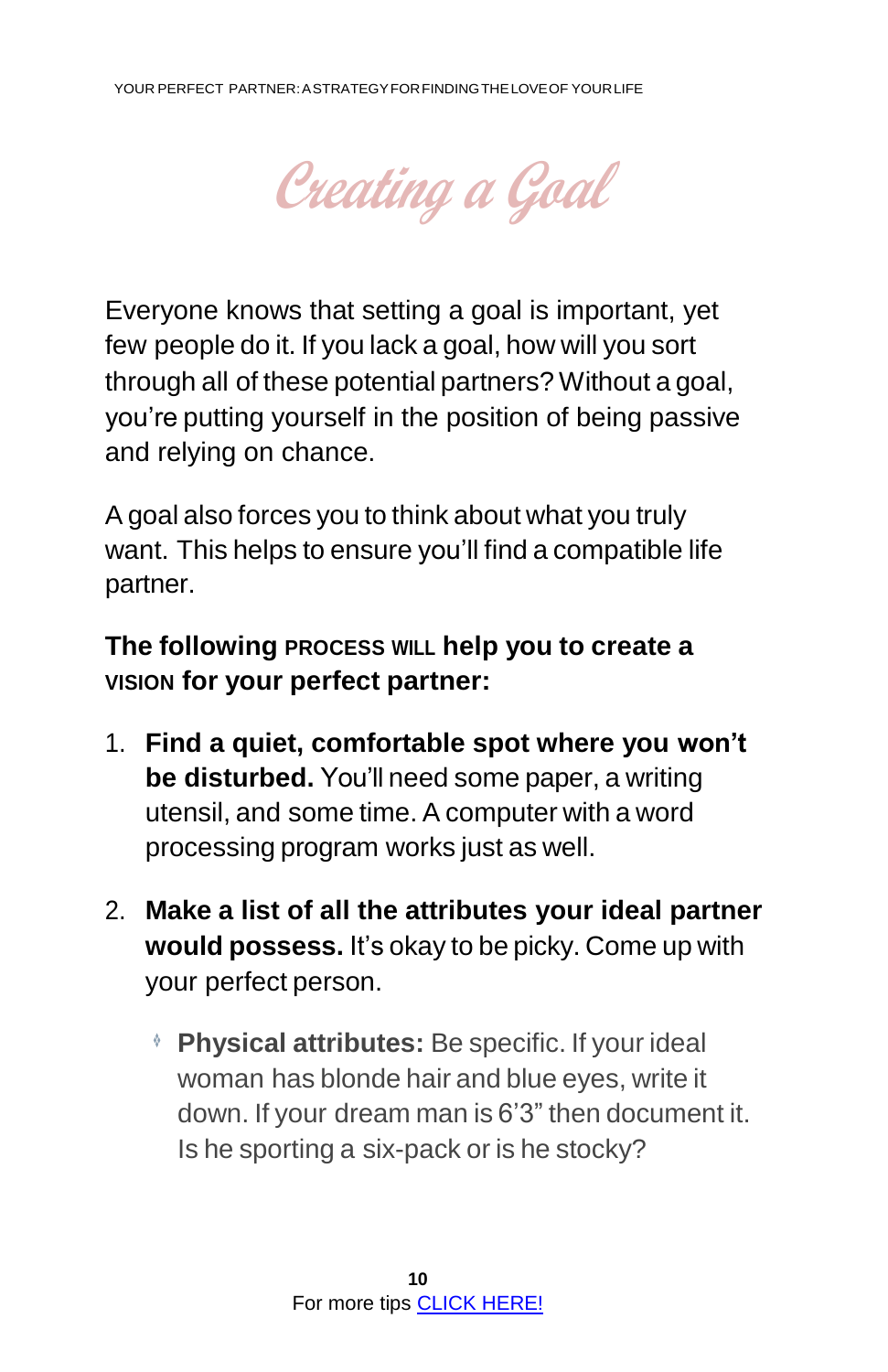# Creating a Goal

Everyone knows that setting a goal is important, yet few people do it. If you lack a goal, how will you sort through all of these potential partners? Without a goal, you're putting yourself in the position of being passive and relying on chance.

A goal also forces you to think about what you truly want. This helps to ensure you'll find a compatible life partner.

**The following PROCESS WILL help you to create a VISION for your perfect partner:**

1. **Find a quiet, comfortable spot where you won't be disturbed.** You'll need some paper, a writing utensil, and some time. A computer with a word processing program works just as well.

2. **Make a list of all the attributes your ideal partner would possess.** It's okay to be picky. Come up with your perfect person.

    - **Physical attributes:** Be specific. If your ideal woman has blonde hair and blue eyes, write it down. If your dream man is 6'3" then document it. Is he sporting a six-pack or is he stocky?

For more tips CLICK HERE!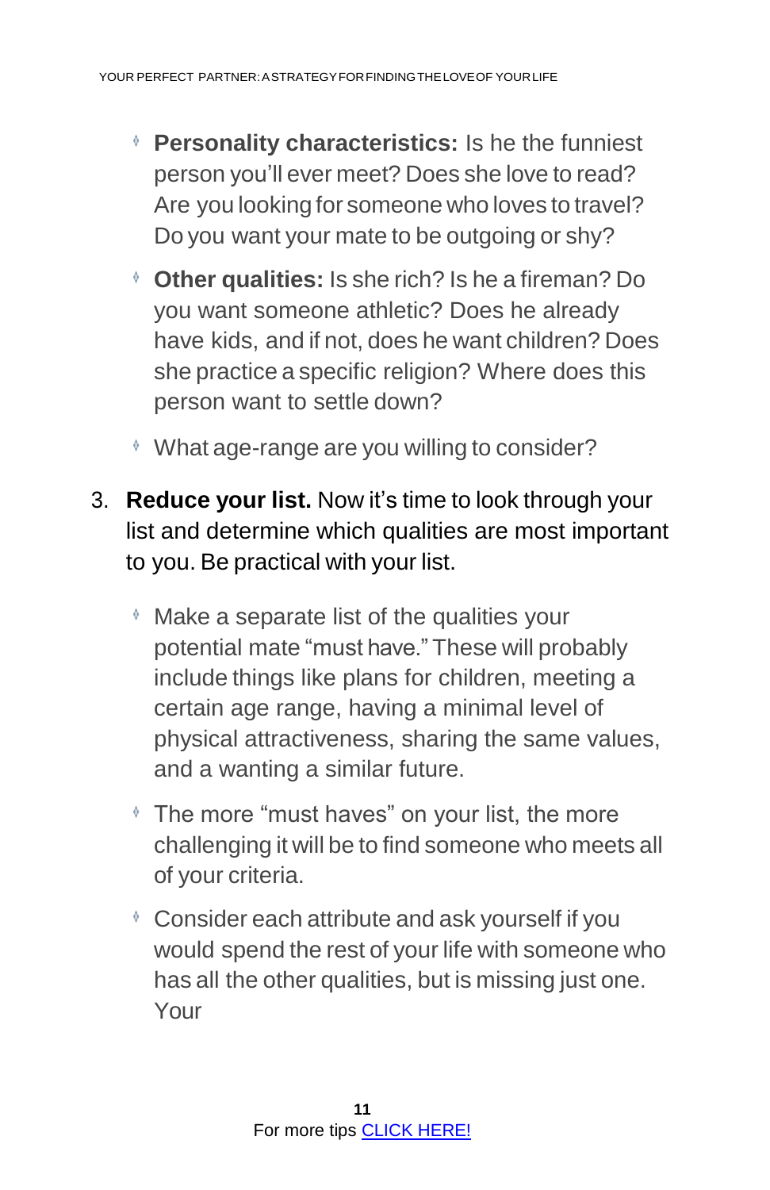- **Personality characteristics:** Is he the funniest person you'll ever meet? Does she love to read? Are you looking for someone who loves to travel? Do you want your mate to be outgoing or shy?
- **Other qualities:** Is she rich? Is he a fireman? Do you want someone athletic? Does he already have kids, and if not, does he want children? Does she practice a specific religion? Where does this person want to settle down?
- What age-range are you willing to consider?

3. **Reduce your list.** Now it's time to look through your list and determine which qualities are most important to you. Be practical with your list.
   - Make a separate list of the qualities your potential mate "must have." These will probably include things like plans for children, meeting a certain age range, having a minimal level of physical attractiveness, sharing the same values, and a wanting a similar future.
   - The more "must haves" on your list, the more challenging it will be to find someone who meets all of your criteria.
   - Consider each attribute and ask yourself if you would spend the rest of your life with someone who has all the other qualities, but is missing just one. Your

For more tips [CLICK HERE!]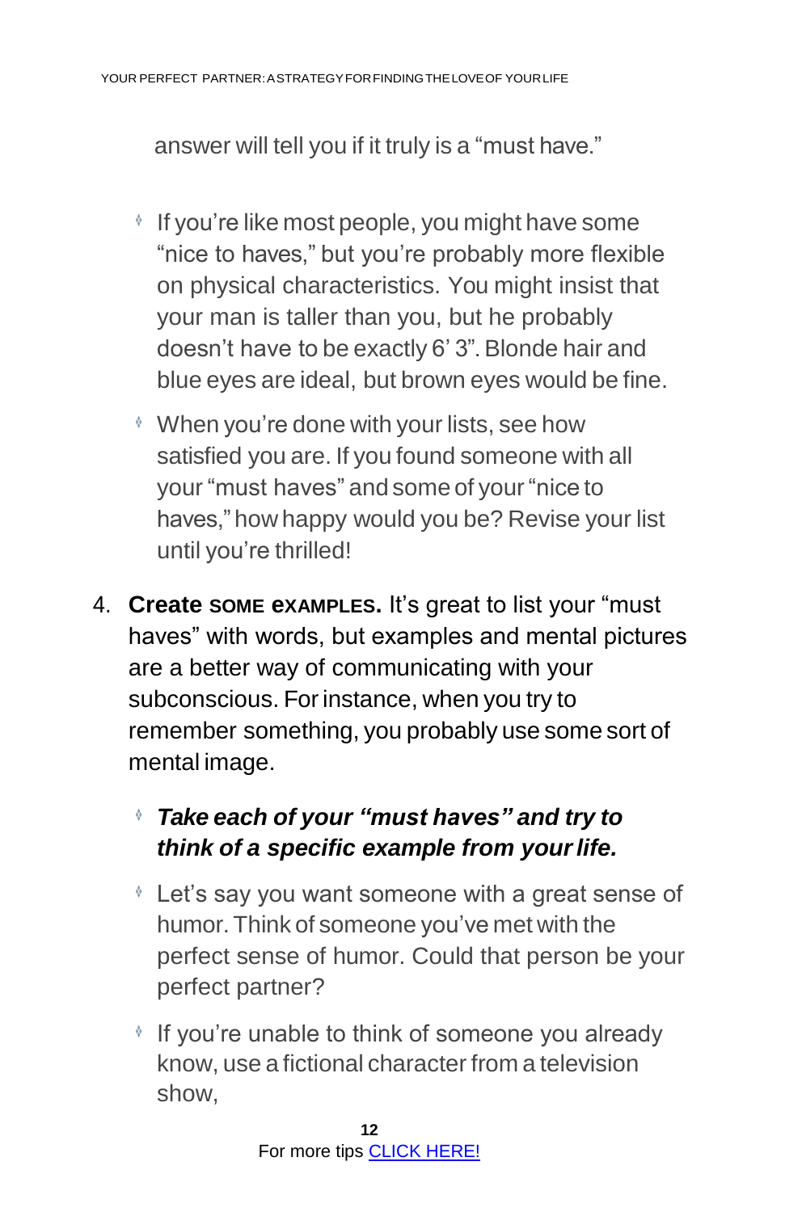answer will tell you if it truly is a "must have."

- If you're like most people, you might have some "nice to haves," but you're probably more flexible on physical characteristics. You might insist that your man is taller than you, but he probably doesn't have to be exactly 6' 3". Blonde hair and blue eyes are ideal, but brown eyes would be fine.
- When you're done with your lists, see how satisfied you are. If you found someone with all your "must haves" and some of your "nice to haves," how happy would you be? Revise your list until you're thrilled!

4. **Create SOME EXAMPLES.** It's great to list your "must haves" with words, but examples and mental pictures are a better way of communicating with your subconscious. For instance, when you try to remember something, you probably use some sort of mental image.

   - ***Take each of your "must haves" and try to think of a specific example from your life.***
   - Let's say you want someone with a great sense of humor. Think of someone you've met with the perfect sense of humor. Could that person be your perfect partner?
   - If you're unable to think of someone you already know, use a fictional character from a television show,

For more tips [CLICK HERE!]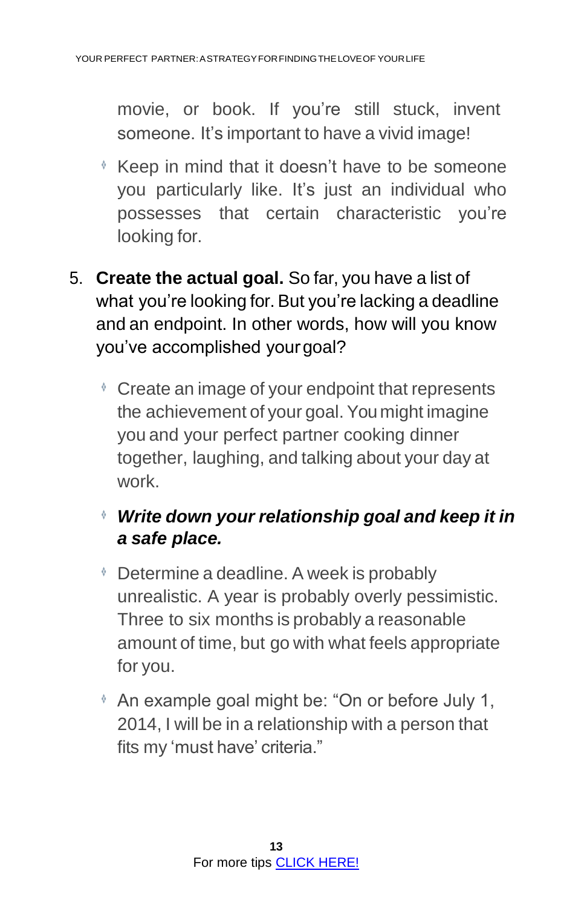movie, or book. If you're still stuck, invent someone. It's important to have a vivid image!

- Keep in mind that it doesn't have to be someone you particularly like. It's just an individual who possesses that certain characteristic you're looking for.

5. **Create the actual goal.** So far, you have a list of what you're looking for. But you're lacking a deadline and an endpoint. In other words, how will you know you've accomplished your goal?

   - Create an image of your endpoint that represents the achievement of your goal. You might imagine you and your perfect partner cooking dinner together, laughing, and talking about your day at work.
   - ***Write down your relationship goal and keep it in a safe place.***
   - Determine a deadline. A week is probably unrealistic. A year is probably overly pessimistic. Three to six months is probably a reasonable amount of time, but go with what feels appropriate for you.
   - An example goal might be: "On or before July 1, 2014, I will be in a relationship with a person that fits my 'must have' criteria."

For more tips [CLICK HERE!]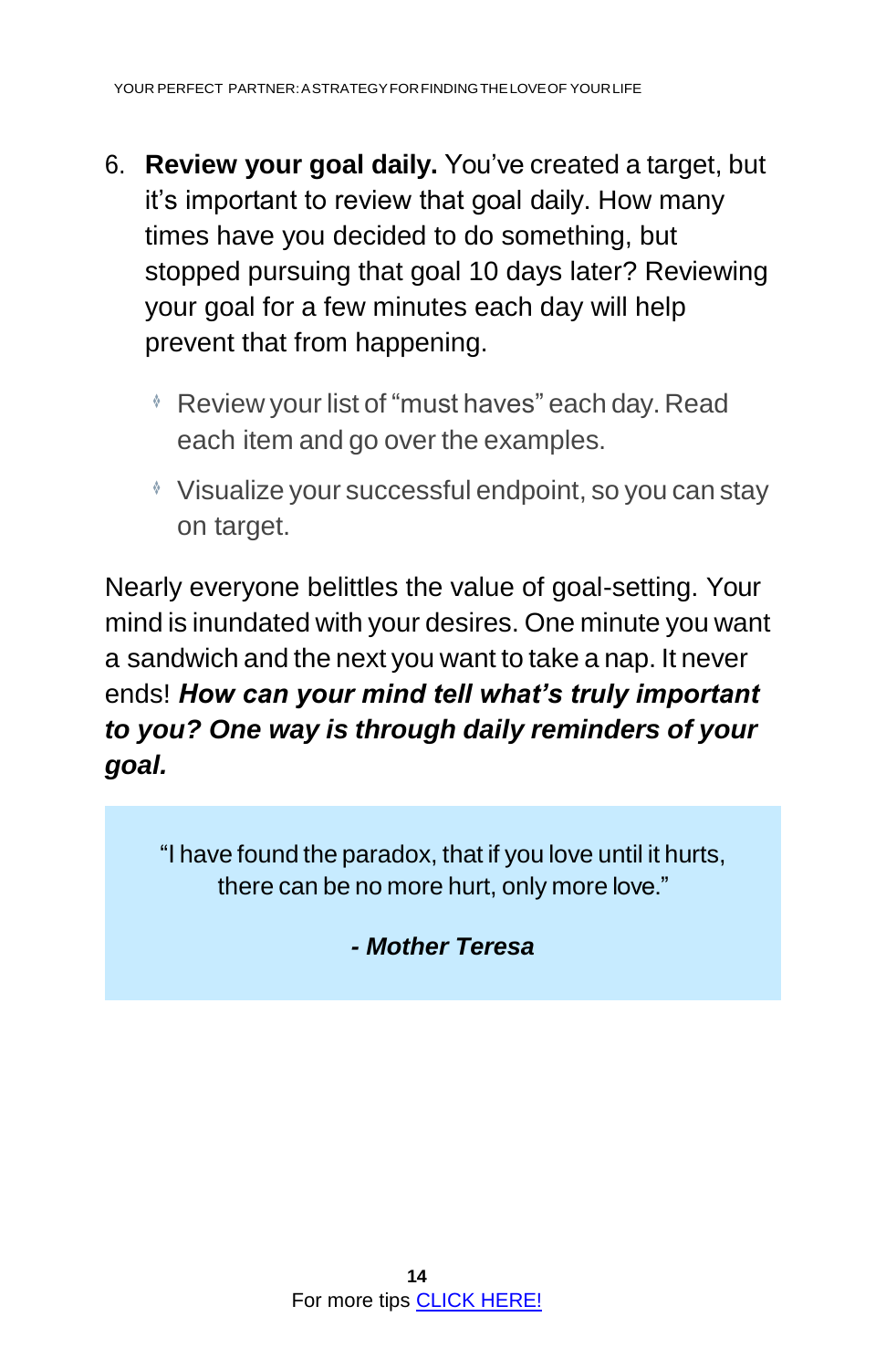6. **Review your goal daily.** You've created a target, but it's important to review that goal daily. How many times have you decided to do something, but stopped pursuing that goal 10 days later? Reviewing your goal for a few minutes each day will help prevent that from happening.

   - Review your list of "must haves" each day. Read each item and go over the examples.
   - Visualize your successful endpoint, so you can stay on target.

Nearly everyone belittles the value of goal-setting. Your mind is inundated with your desires. One minute you want a sandwich and the next you want to take a nap. It never ends! ***How can your mind tell what's truly important to you? One way is through daily reminders of your goal.***

> "I have found the paradox, that if you love until it hurts, there can be no more hurt, only more love."
>
> ***- Mother Teresa***

For more tips CLICK HERE!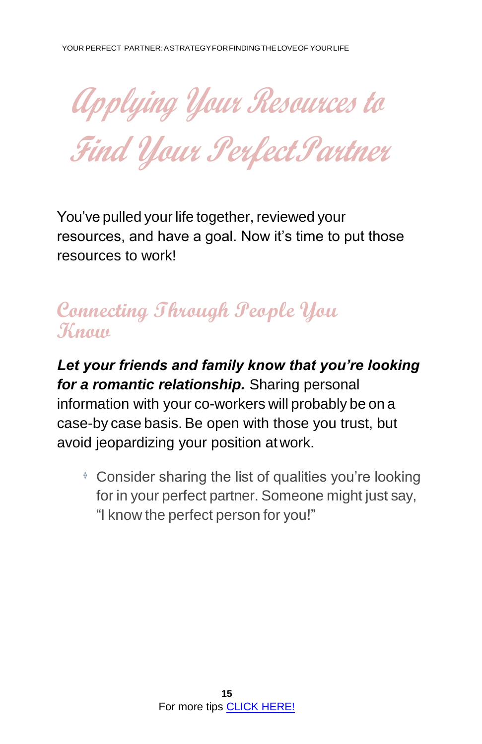# Applying Your Resources to Find Your Perfect Partner

You've pulled your life together, reviewed your resources, and have a goal. Now it's time to put those resources to work!

## Connecting Through People You Know

***Let your friends and family know that you're looking for a romantic relationship.*** Sharing personal information with your co-workers will probably be on a case-by case basis. Be open with those you trust, but avoid jeopardizing your position at work.

- Consider sharing the list of qualities you're looking for in your perfect partner. Someone might just say, "I know the perfect person for you!"

For more tips CLICK HERE!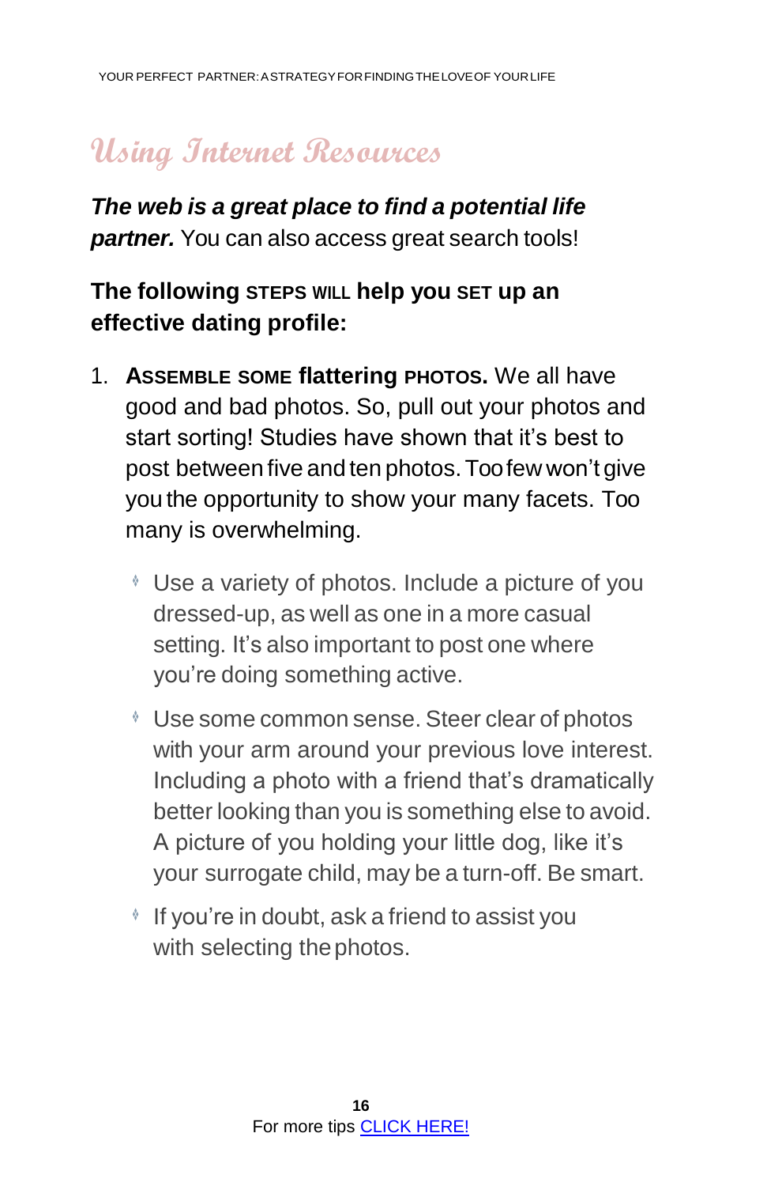# Using Internet Resources

***The web is a great place to find a potential life partner.*** You can also access great search tools!

**The following steps will help you set up an effective dating profile:**

1. **Assemble some flattering photos.** We all have good and bad photos. So, pull out your photos and start sorting! Studies have shown that it's best to post between five and ten photos. Too few won't give you the opportunity to show your many facets. Too many is overwhelming.

   - Use a variety of photos. Include a picture of you dressed-up, as well as one in a more casual setting. It's also important to post one where you're doing something active.
   - Use some common sense. Steer clear of photos with your arm around your previous love interest. Including a photo with a friend that's dramatically better looking than you is something else to avoid. A picture of you holding your little dog, like it's your surrogate child, may be a turn-off. Be smart.
   - If you're in doubt, ask a friend to assist you with selecting the photos.

For more tips CLICK HERE!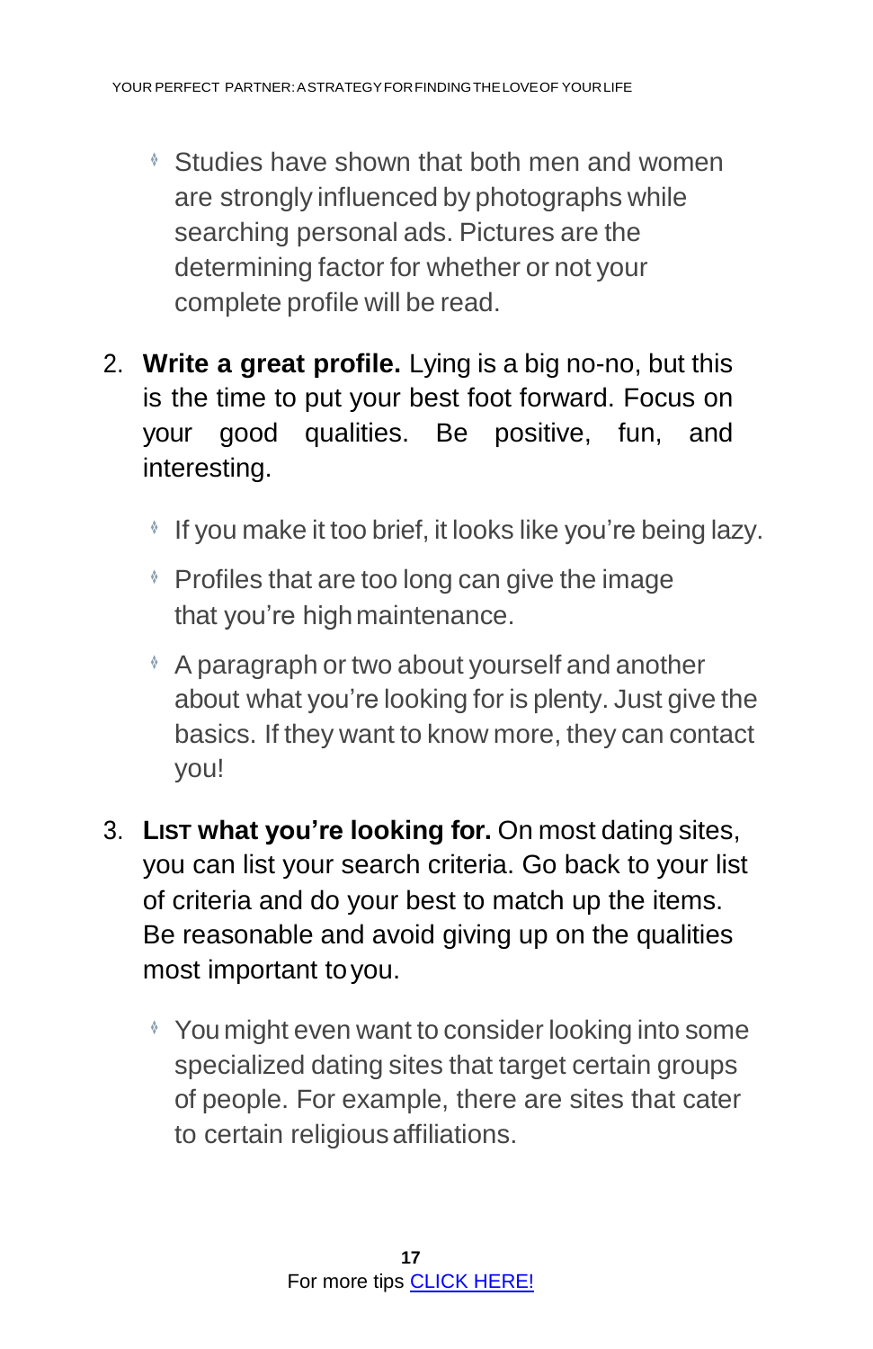- Studies have shown that both men and women are strongly influenced by photographs while searching personal ads. Pictures are the determining factor for whether or not your complete profile will be read.

2. **Write a great profile.** Lying is a big no-no, but this is the time to put your best foot forward. Focus on your good qualities. Be positive, fun, and interesting.

   - If you make it too brief, it looks like you're being lazy.
   - Profiles that are too long can give the image that you're high maintenance.
   - A paragraph or two about yourself and another about what you're looking for is plenty. Just give the basics. If they want to know more, they can contact you!

3. **List what you're looking for.** On most dating sites, you can list your search criteria. Go back to your list of criteria and do your best to match up the items. Be reasonable and avoid giving up on the qualities most important to you.

   - You might even want to consider looking into some specialized dating sites that target certain groups of people. For example, there are sites that cater to certain religious affiliations.

For more tips [CLICK HERE!]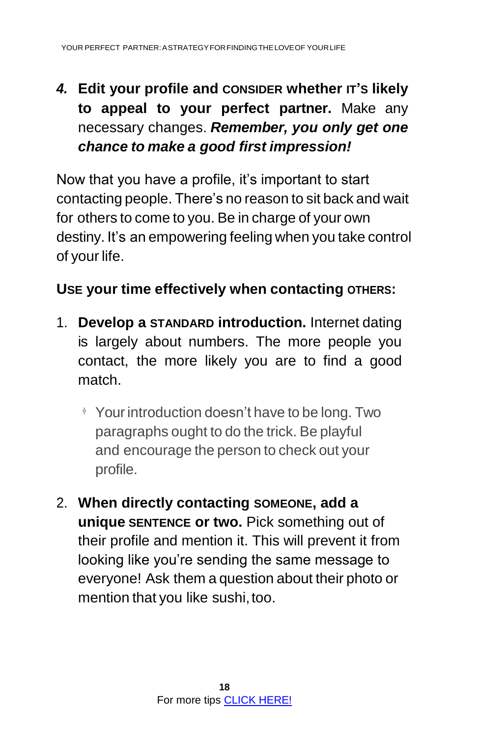4. **Edit your profile and CONSIDER whether IT'S likely to appeal to your perfect partner.** Make any necessary changes. ***Remember, you only get one chance to make a good first impression!***

Now that you have a profile, it's important to start contacting people. There's no reason to sit back and wait for others to come to you. Be in charge of your own destiny. It's an empowering feeling when you take control of your life.

**USE your time effectively when contacting OTHERS:**

1. **Develop a STANDARD introduction.** Internet dating is largely about numbers. The more people you contact, the more likely you are to find a good match.
   - Your introduction doesn't have to be long. Two paragraphs ought to do the trick. Be playful and encourage the person to check out your profile.
2. **When directly contacting SOMEONE, add a unique SENTENCE or two.** Pick something out of their profile and mention it. This will prevent it from looking like you're sending the same message to everyone! Ask them a question about their photo or mention that you like sushi, too.

For more tips CLICK HERE!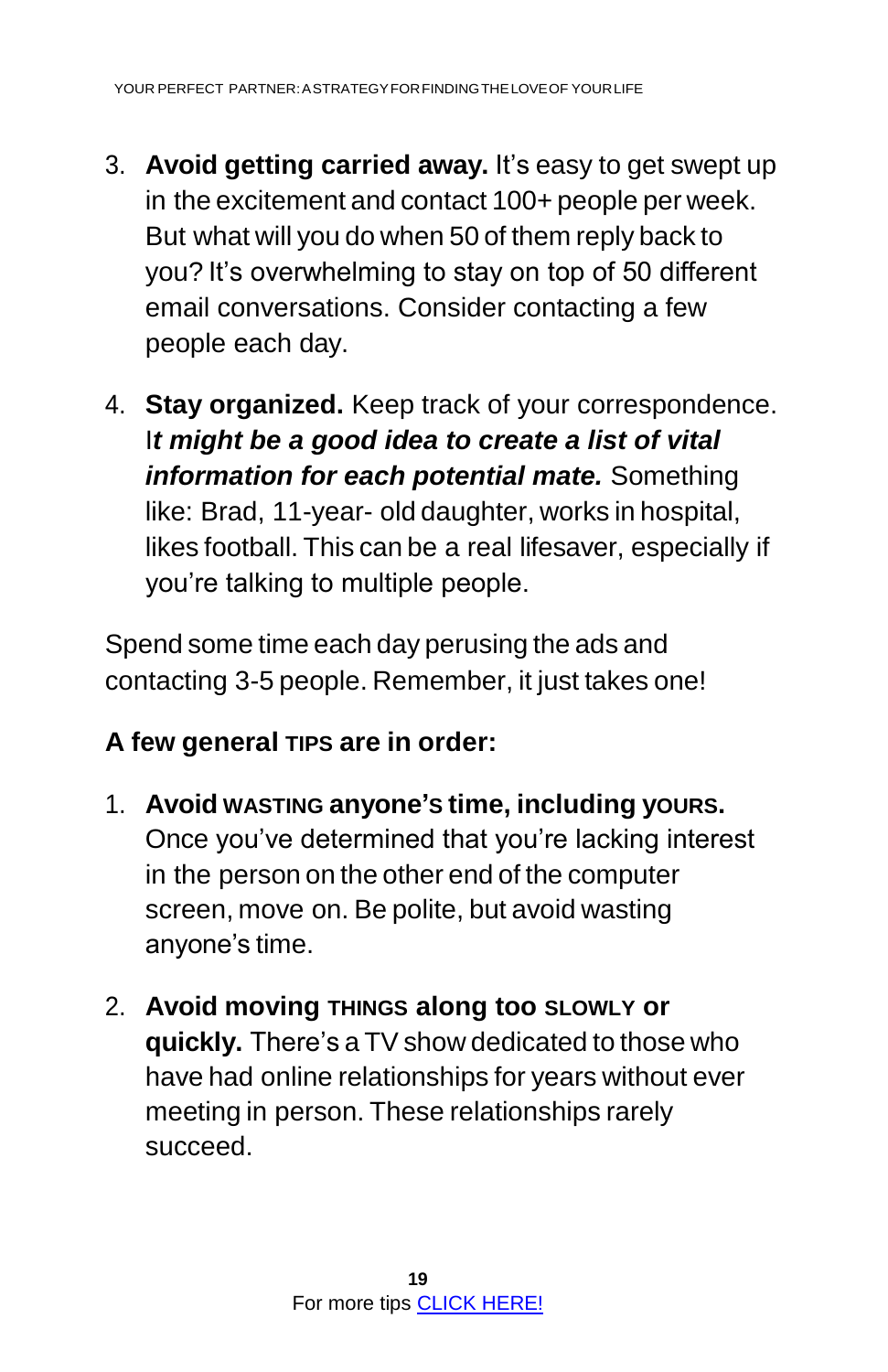3. **Avoid getting carried away.** It's easy to get swept up in the excitement and contact 100+ people per week. But what will you do when 50 of them reply back to you? It's overwhelming to stay on top of 50 different email conversations. Consider contacting a few people each day.

4. **Stay organized.** Keep track of your correspondence. I***t might be a good idea to create a list of vital information for each potential mate.*** Something like: Brad, 11-year- old daughter, works in hospital, likes football. This can be a real lifesaver, especially if you're talking to multiple people.

Spend some time each day perusing the ads and contacting 3-5 people. Remember, it just takes one!

**A few general TIPS are in order:**

1. **Avoid WASTING anyone's time, including YOURS.** Once you've determined that you're lacking interest in the person on the other end of the computer screen, move on. Be polite, but avoid wasting anyone's time.

2. **Avoid moving THINGS along too SLOWLY or quickly.** There's a TV show dedicated to those who have had online relationships for years without ever meeting in person. These relationships rarely succeed.

For more tips [CLICK HERE!]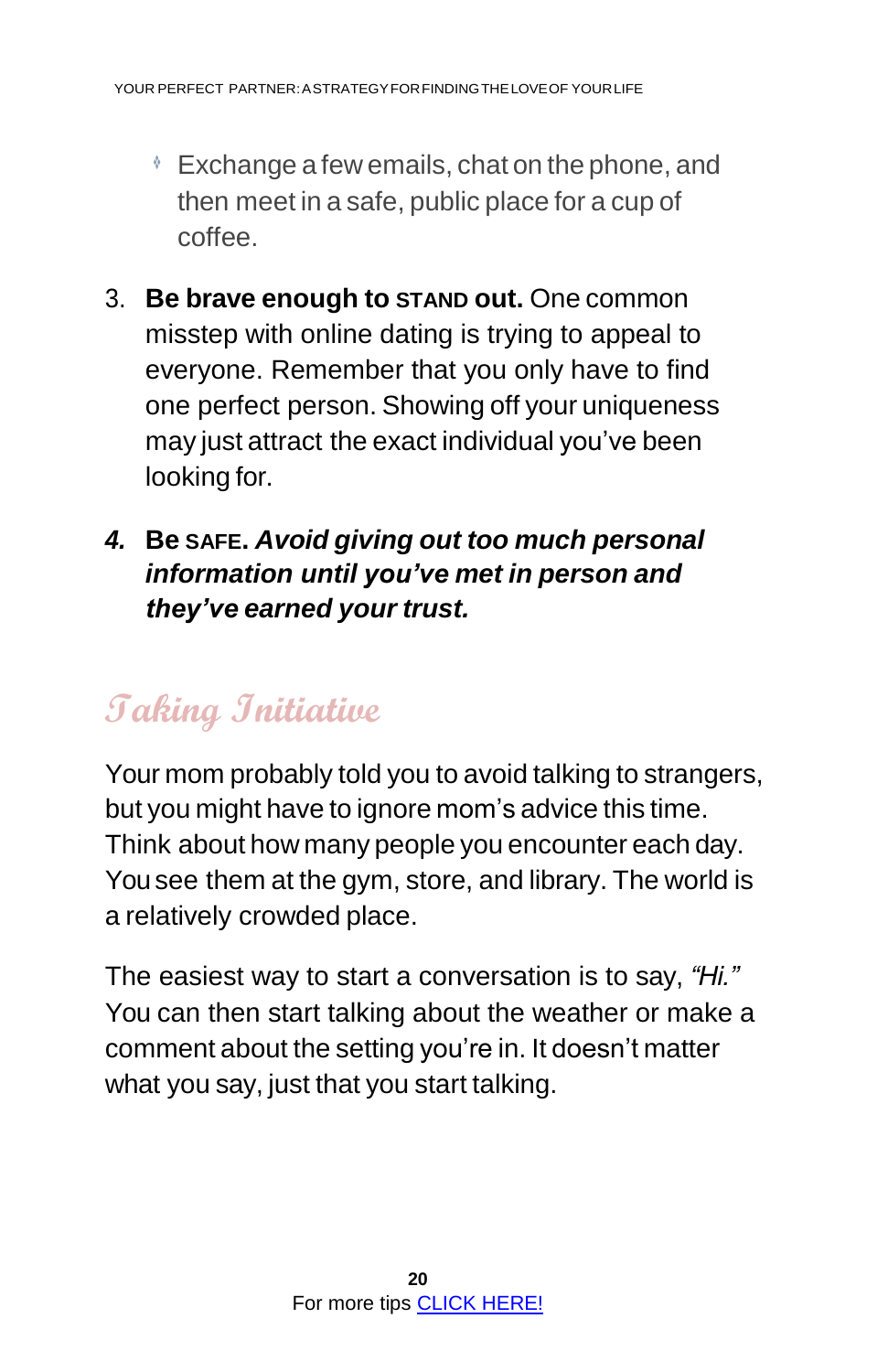- Exchange a few emails, chat on the phone, and then meet in a safe, public place for a cup of coffee.

3. **Be brave enough to STAND out.** One common misstep with online dating is trying to appeal to everyone. Remember that you only have to find one perfect person. Showing off your uniqueness may just attract the exact individual you've been looking for.

4. ***Be SAFE. Avoid giving out too much personal information until you've met in person and they've earned your trust.***

## Taking Initiative

Your mom probably told you to avoid talking to strangers, but you might have to ignore mom's advice this time. Think about how many people you encounter each day. You see them at the gym, store, and library. The world is a relatively crowded place.

The easiest way to start a conversation is to say, *"Hi."* You can then start talking about the weather or make a comment about the setting you're in. It doesn't matter what you say, just that you start talking.

For more tips CLICK HERE!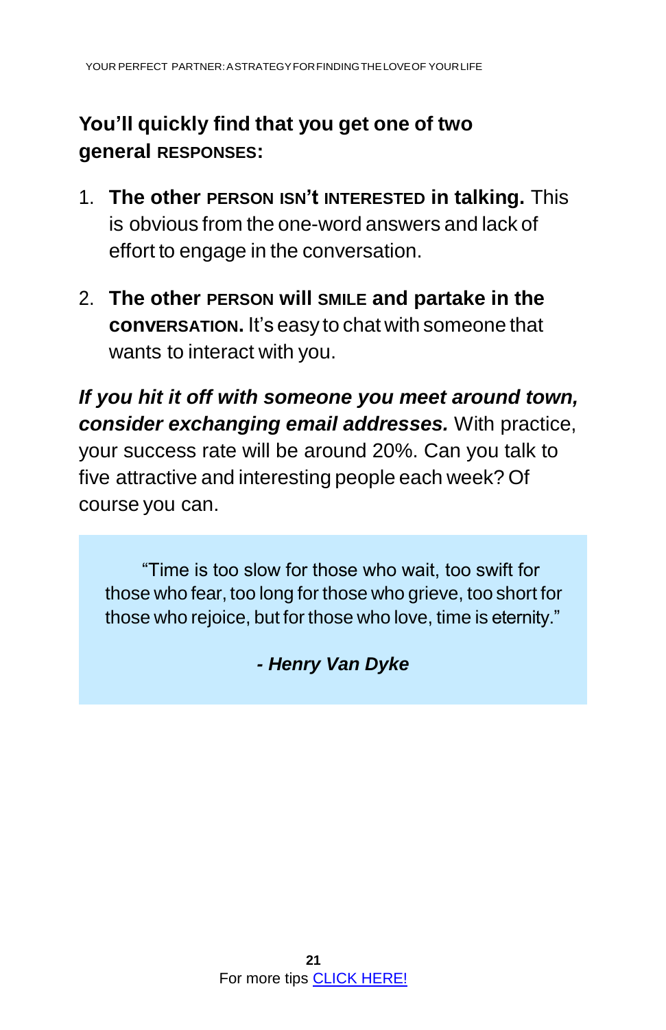**You'll quickly find that you get one of two general RESPONSES:**

1. **The other PERSON ISN't INTERESTED in talking.** This is obvious from the one-word answers and lack of effort to engage in the conversation.

2. **The other PERSON will SMILE and partake in the CONVERSATION.** It's easy to chat with someone that wants to interact with you.

***If you hit it off with someone you meet around town, consider exchanging email addresses.*** With practice, your success rate will be around 20%. Can you talk to five attractive and interesting people each week? Of course you can.

> "Time is too slow for those who wait, too swift for those who fear, too long for those who grieve, too short for those who rejoice, but for those who love, time is eternity."
>
> ***- Henry Van Dyke***

For more tips CLICK HERE!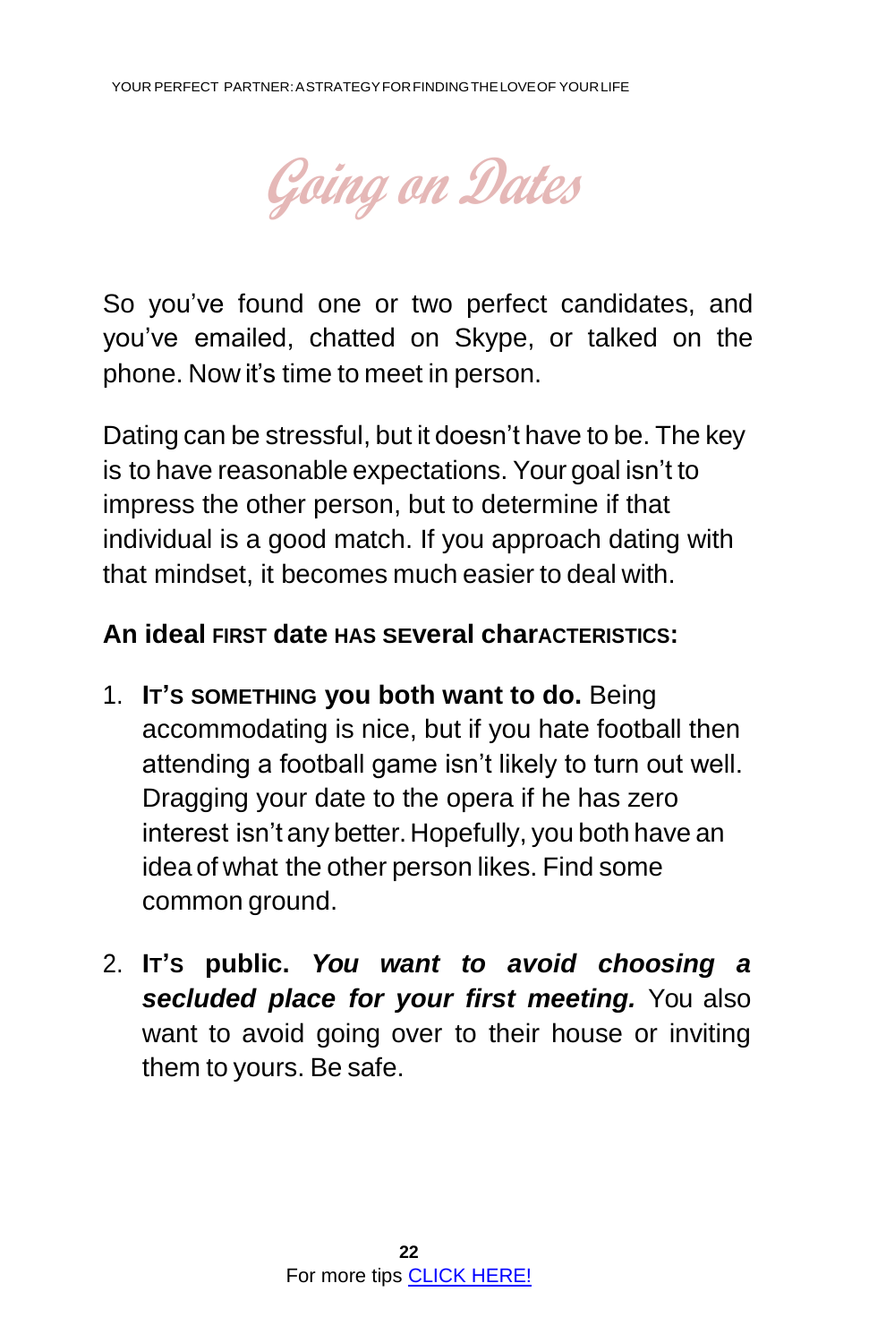# Going on Dates

So you've found one or two perfect candidates, and you've emailed, chatted on Skype, or talked on the phone. Now it's time to meet in person.

Dating can be stressful, but it doesn't have to be. The key is to have reasonable expectations. Your goal isn't to impress the other person, but to determine if that individual is a good match. If you approach dating with that mindset, it becomes much easier to deal with.

**An ideal first date has several characteristics:**

1. **It's something you both want to do.** Being accommodating is nice, but if you hate football then attending a football game isn't likely to turn out well. Dragging your date to the opera if he has zero interest isn't any better. Hopefully, you both have an idea of what the other person likes. Find some common ground.

2. **It's public.** ***You want to avoid choosing a secluded place for your first meeting.*** You also want to avoid going over to their house or inviting them to yours. Be safe.

For more tips CLICK HERE!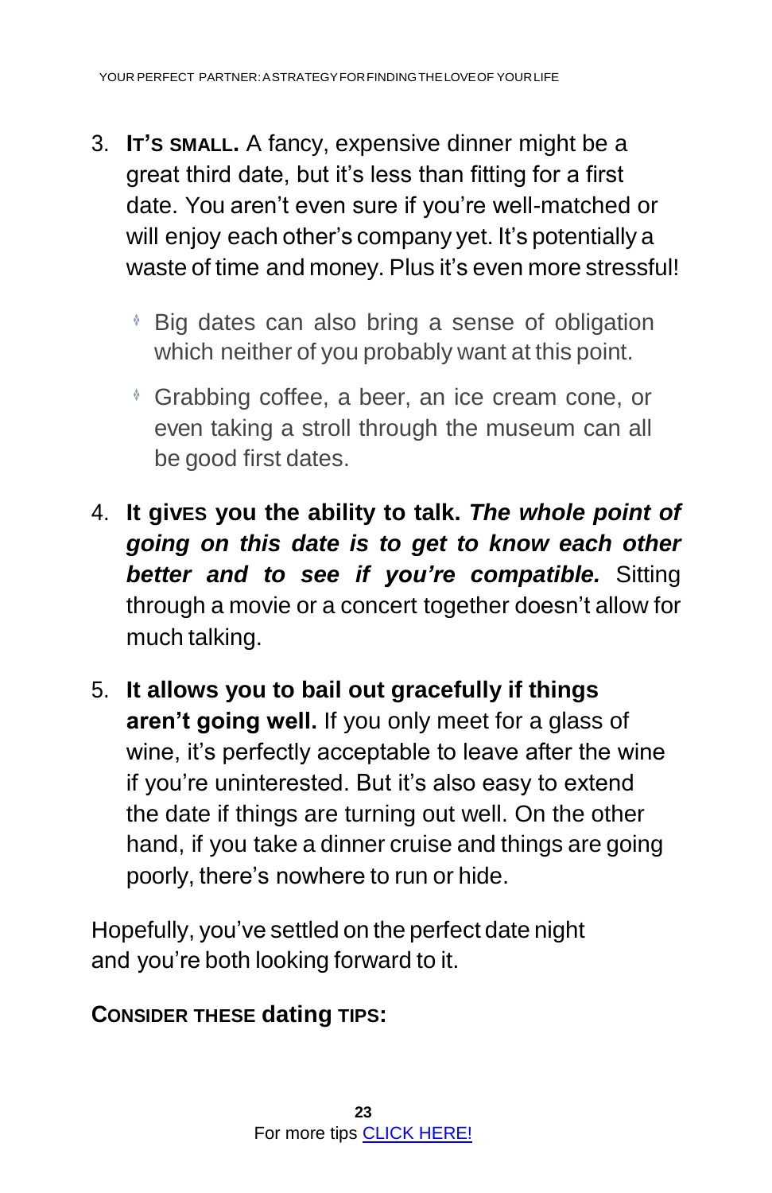3. **IT'S SMALL.** A fancy, expensive dinner might be a great third date, but it's less than fitting for a first date. You aren't even sure if you're well-matched or will enjoy each other's company yet. It's potentially a waste of time and money. Plus it's even more stressful!

    - Big dates can also bring a sense of obligation which neither of you probably want at this point.
    - Grabbing coffee, a beer, an ice cream cone, or even taking a stroll through the museum can all be good first dates.

4. **It gives you the ability to talk.** ***The whole point of going on this date is to get to know each other better and to see if you're compatible.*** Sitting through a movie or a concert together doesn't allow for much talking.

5. **It allows you to bail out gracefully if things aren't going well.** If you only meet for a glass of wine, it's perfectly acceptable to leave after the wine if you're uninterested. But it's also easy to extend the date if things are turning out well. On the other hand, if you take a dinner cruise and things are going poorly, there's nowhere to run or hide.

Hopefully, you've settled on the perfect date night and you're both looking forward to it.

**CONSIDER THESE dating TIPS:**

For more tips [CLICK HERE!]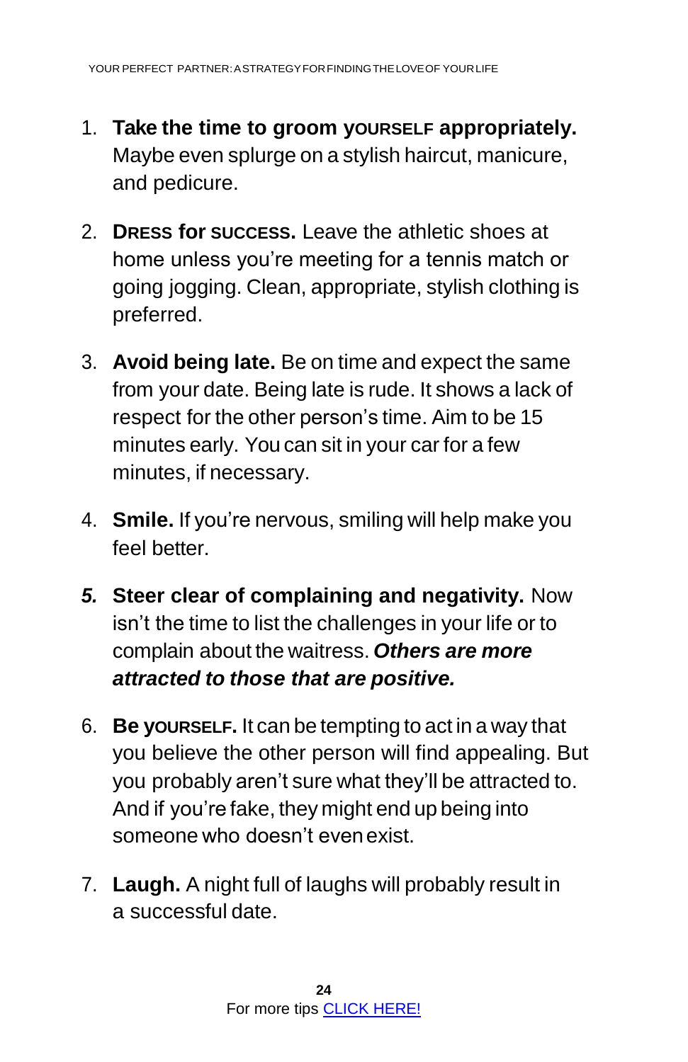1. **Take the time to groom YOURSELF appropriately.** Maybe even splurge on a stylish haircut, manicure, and pedicure.

2. **DRESS for SUCCESS.** Leave the athletic shoes at home unless you're meeting for a tennis match or going jogging. Clean, appropriate, stylish clothing is preferred.

3. **Avoid being late.** Be on time and expect the same from your date. Being late is rude. It shows a lack of respect for the other person's time. Aim to be 15 minutes early. You can sit in your car for a few minutes, if necessary.

4. **Smile.** If you're nervous, smiling will help make you feel better.

5. **Steer clear of complaining and negativity.** Now isn't the time to list the challenges in your life or to complain about the waitress. ***Others are more attracted to those that are positive.***

6. **Be YOURSELF.** It can be tempting to act in a way that you believe the other person will find appealing. But you probably aren't sure what they'll be attracted to. And if you're fake, they might end up being into someone who doesn't even exist.

7. **Laugh.** A night full of laughs will probably result in a successful date.

For more tips [CLICK HERE!]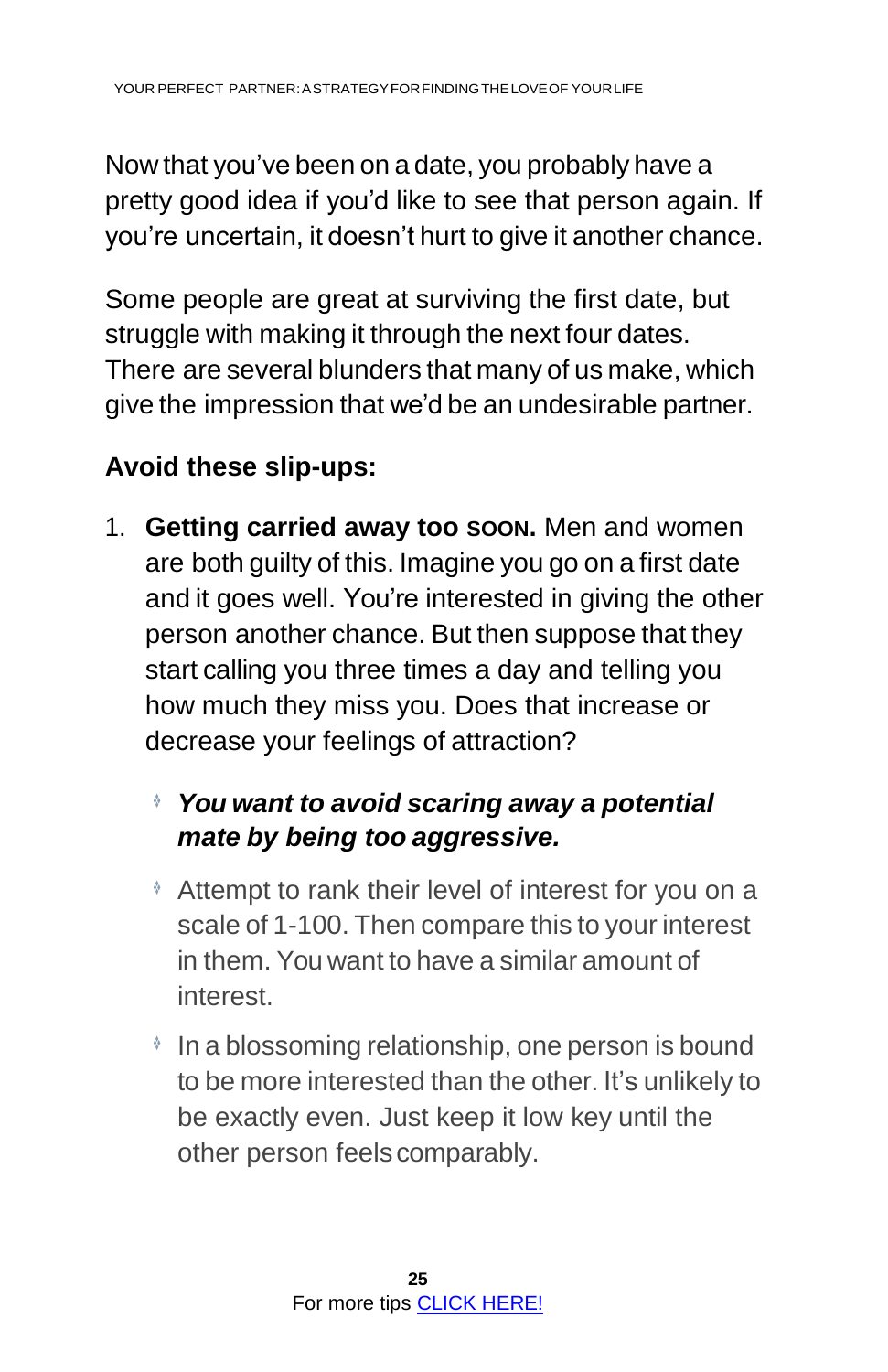Now that you've been on a date, you probably have a pretty good idea if you'd like to see that person again. If you're uncertain, it doesn't hurt to give it another chance.

Some people are great at surviving the first date, but struggle with making it through the next four dates. There are several blunders that many of us make, which give the impression that we'd be an undesirable partner.

**Avoid these slip-ups:**

1. **Getting carried away too soon.** Men and women are both guilty of this. Imagine you go on a first date and it goes well. You're interested in giving the other person another chance. But then suppose that they start calling you three times a day and telling you how much they miss you. Does that increase or decrease your feelings of attraction?

    - ***You want to avoid scaring away a potential mate by being too aggressive.***
    - Attempt to rank their level of interest for you on a scale of 1-100. Then compare this to your interest in them. You want to have a similar amount of interest.
    - In a blossoming relationship, one person is bound to be more interested than the other. It's unlikely to be exactly even. Just keep it low key until the other person feels comparably.

For more tips CLICK HERE!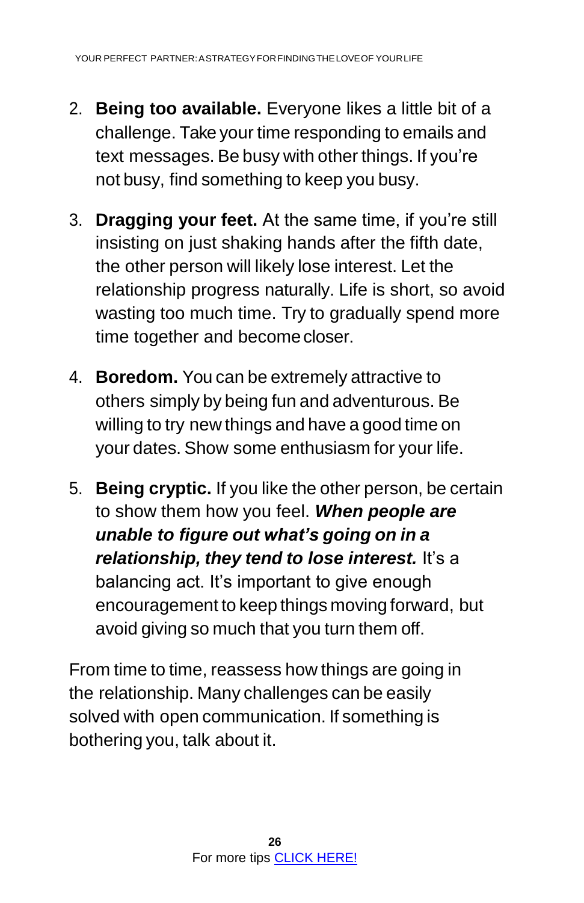2. **Being too available.** Everyone likes a little bit of a challenge. Take your time responding to emails and text messages. Be busy with other things. If you're not busy, find something to keep you busy.

3. **Dragging your feet.** At the same time, if you're still insisting on just shaking hands after the fifth date, the other person will likely lose interest. Let the relationship progress naturally. Life is short, so avoid wasting too much time. Try to gradually spend more time together and become closer.

4. **Boredom.** You can be extremely attractive to others simply by being fun and adventurous. Be willing to try new things and have a good time on your dates. Show some enthusiasm for your life.

5. **Being cryptic.** If you like the other person, be certain to show them how you feel. ***When people are unable to figure out what's going on in a relationship, they tend to lose interest.*** It's a balancing act. It's important to give enough encouragement to keep things moving forward, but avoid giving so much that you turn them off.

From time to time, reassess how things are going in the relationship. Many challenges can be easily solved with open communication. If something is bothering you, talk about it.

For more tips CLICK HERE!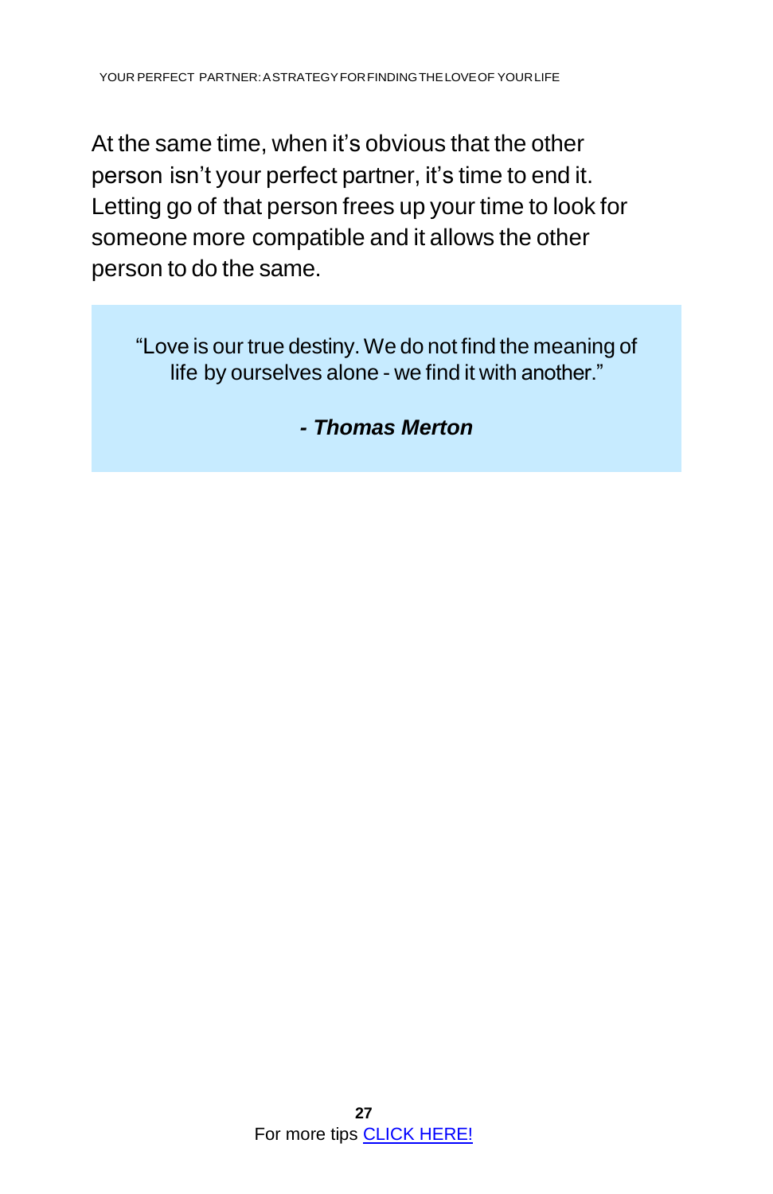At the same time, when it's obvious that the other person isn't your perfect partner, it's time to end it. Letting go of that person frees up your time to look for someone more compatible and it allows the other person to do the same.

> "Love is our true destiny. We do not find the meaning of life by ourselves alone - we find it with another."
>
> ***- Thomas Merton***

For more tips CLICK HERE!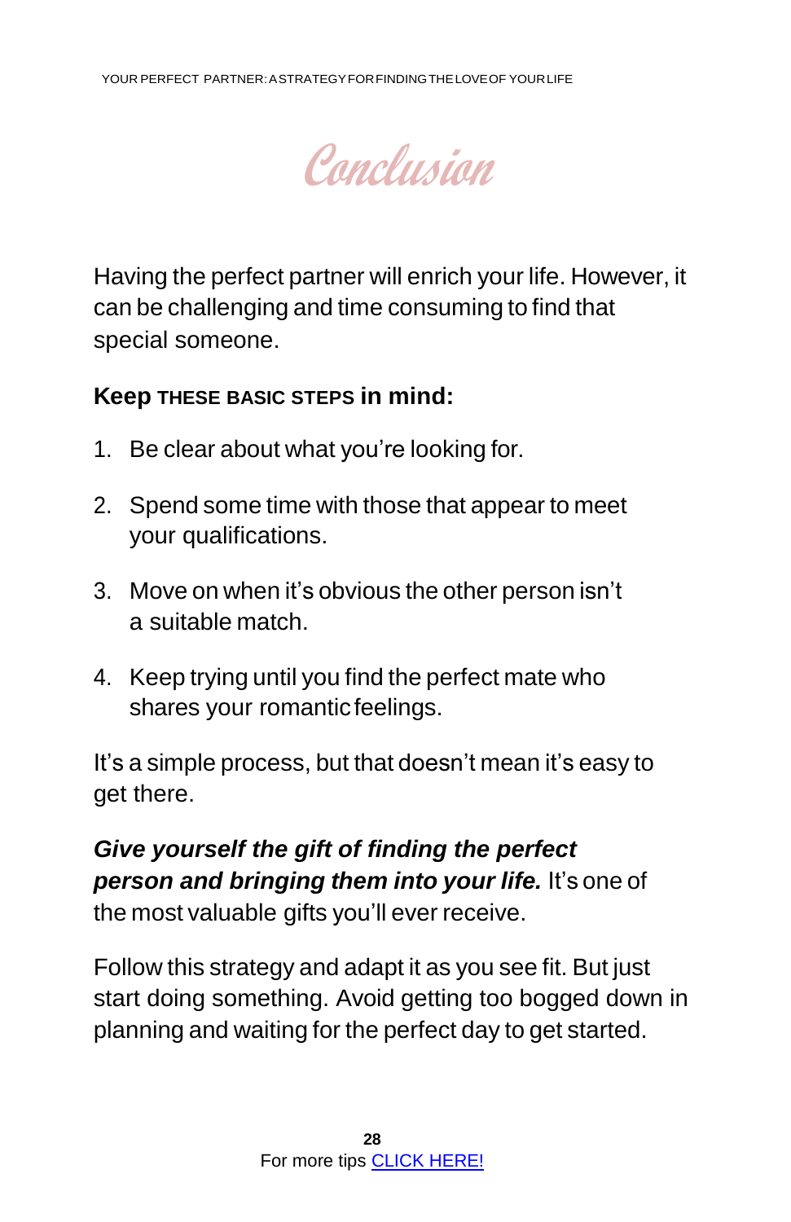# Conclusion

Having the perfect partner will enrich your life. However, it can be challenging and time consuming to find that special someone.

**Keep THESE BASIC STEPS in mind:**

1. Be clear about what you're looking for.
2. Spend some time with those that appear to meet your qualifications.
3. Move on when it's obvious the other person isn't a suitable match.
4. Keep trying until you find the perfect mate who shares your romantic feelings.

It's a simple process, but that doesn't mean it's easy to get there.

***Give yourself the gift of finding the perfect person and bringing them into your life.*** It's one of the most valuable gifts you'll ever receive.

Follow this strategy and adapt it as you see fit. But just start doing something. Avoid getting too bogged down in planning and waiting for the perfect day to get started.

For more tips CLICK HERE!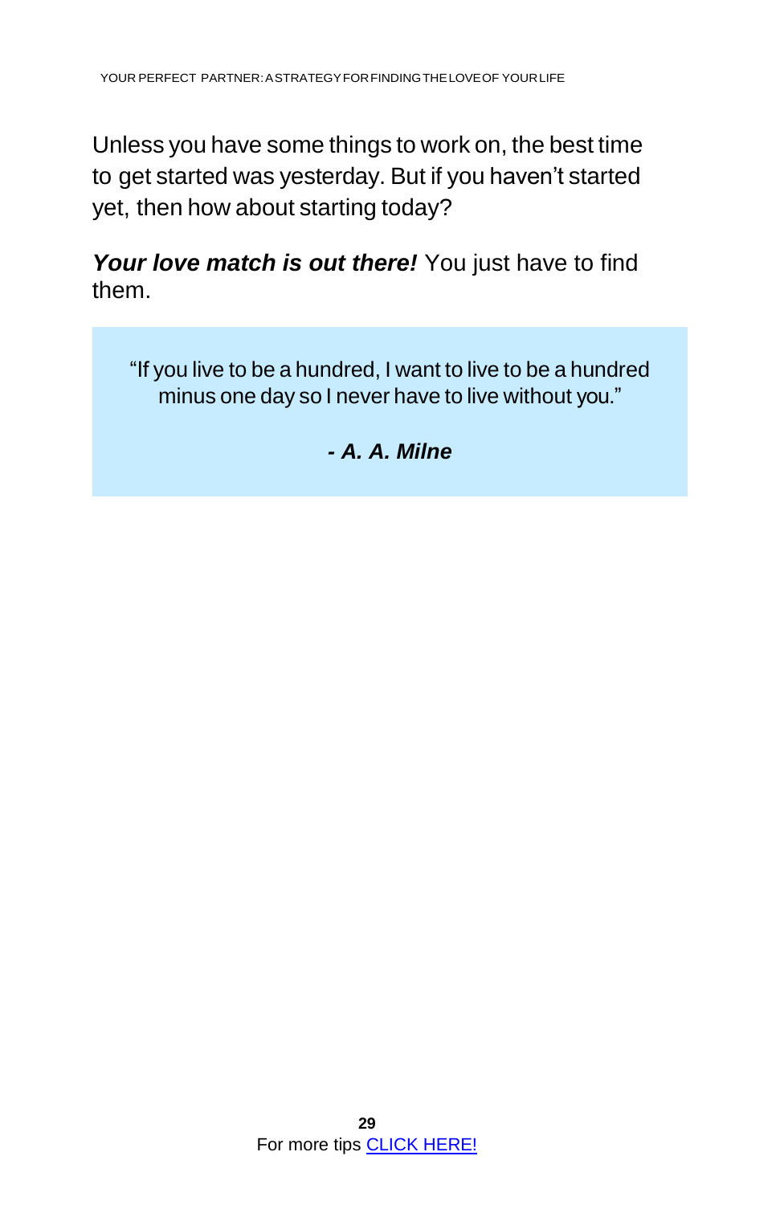Unless you have some things to work on, the best time to get started was yesterday. But if you haven't started yet, then how about starting today?

***Your love match is out there!*** You just have to find them.

> "If you live to be a hundred, I want to live to be a hundred minus one day so I never have to live without you."
>
> ***- A. A. Milne***

For more tips [CLICK HERE!]